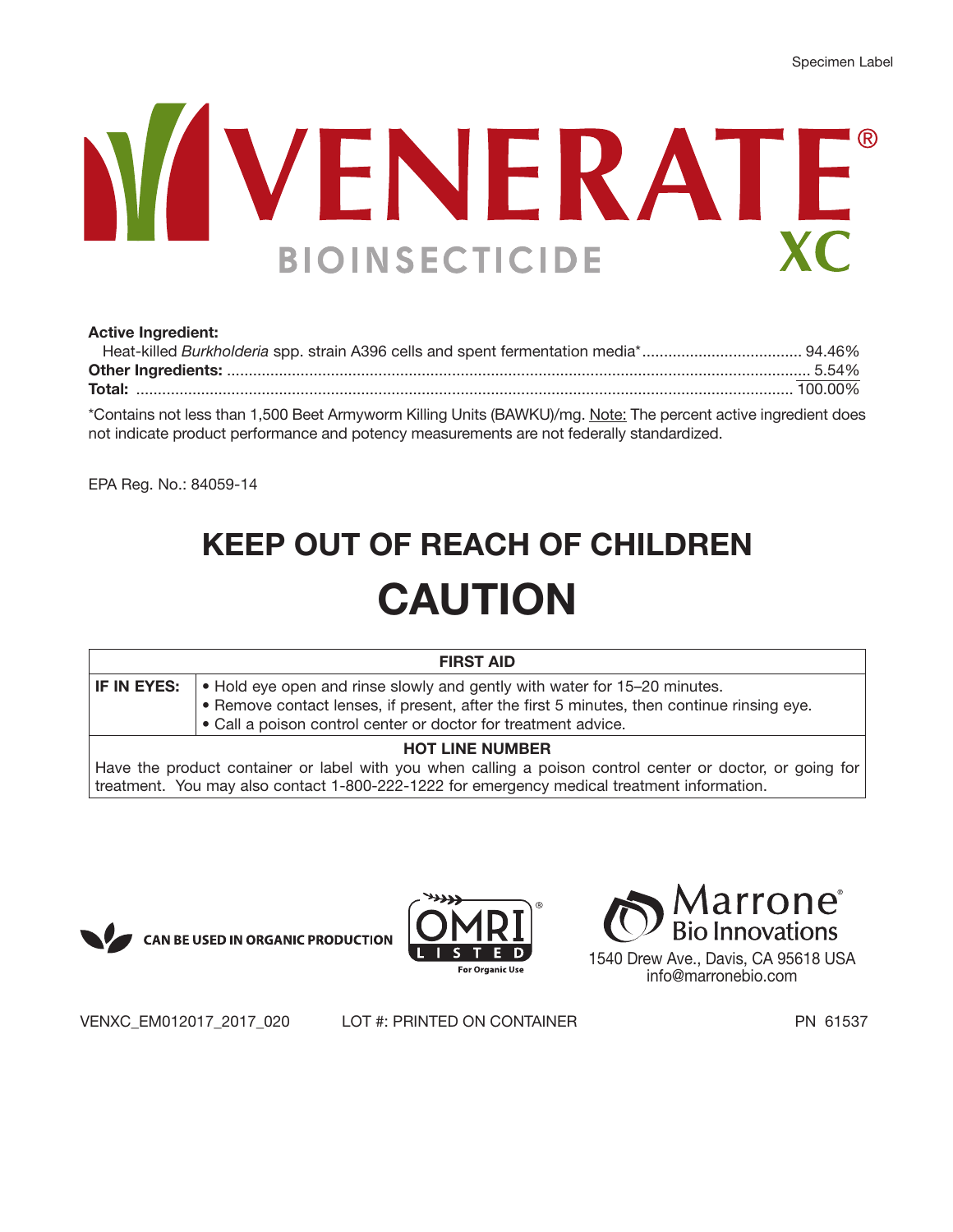Specimen Label

# VENERATE® XC

## BIOINSECTICIDE

**Active Ingredient:**

Heat-killed *Burkholderia* spp. strain A396 cells and spent fermentation media* .................... 94.46%

**Other Ingredients:** .................... 5.54%

**Total:** .................... 100.00%

*Contains not less than 1,500 Beet Armyworm Killing Units (BAWKU)/mg. Note: The percent active ingredient does not indicate product performance and potency measurements are not federally standardized.

EPA Reg. No.: 84059-14

# KEEP OUT OF REACH OF CHILDREN

# CAUTION

| FIRST AID | |
|---|---|
| **IF IN EYES:** | • Hold eye open and rinse slowly and gently with water for 15–20 minutes.<br>• Remove contact lenses, if present, after the first 5 minutes, then continue rinsing eye.<br>• Call a poison control center or doctor for treatment advice. |
| **HOT LINE NUMBER** | |
| Have the product container or label with you when calling a poison control center or doctor, or going for treatment. You may also contact 1-800-222-1222 for emergency medical treatment information. | |

CAN BE USED IN ORGANIC PRODUCTION

OMRI® LISTED For Organic Use

Marrone® Bio Innovations
1540 Drew Ave., Davis, CA 95618 USA
info@marronebio.com

VENXC_EM012017_2017_020 LOT #: PRINTED ON CONTAINER PN 61537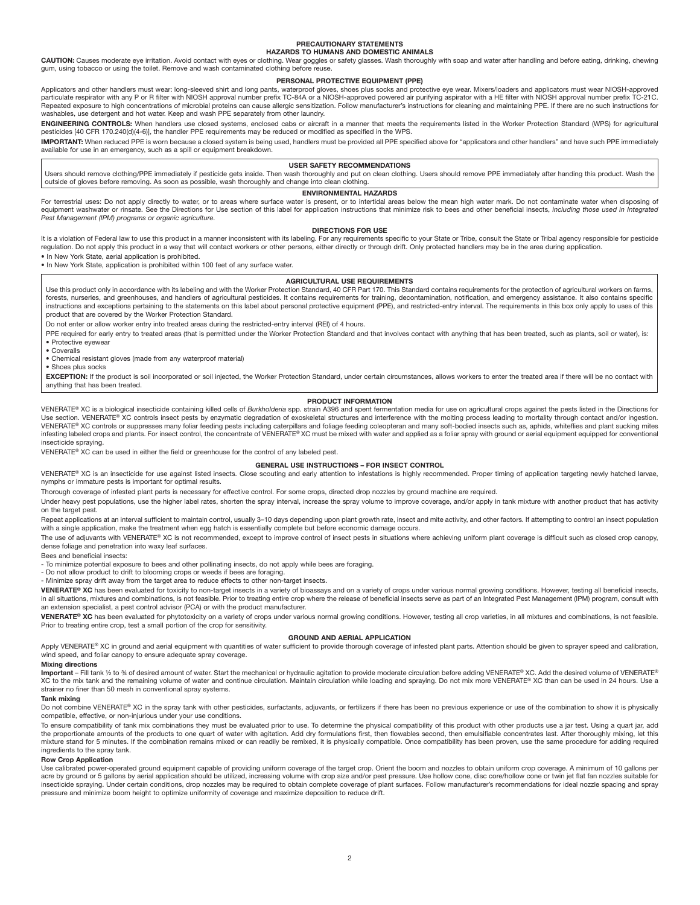## PRECAUTIONARY STATEMENTS

### HAZARDS TO HUMANS AND DOMESTIC ANIMALS

**CAUTION:** Causes moderate eye irritation. Avoid contact with eyes or clothing. Wear goggles or safety glasses. Wash thoroughly with soap and water after handling and before eating, drinking, chewing gum, using tobacco or using the toilet. Remove and wash contaminated clothing before reuse.

### PERSONAL PROTECTIVE EQUIPMENT (PPE)

Applicators and other handlers must wear: long-sleeved shirt and long pants, waterproof gloves, shoes plus socks and protective eye wear. Mixers/loaders and applicators must wear NIOSH-approved particulate respirator with any P or R filter with NIOSH approval number prefix TC-84A or a NIOSH-approved powered air purifying aspirator with a HE filter with NIOSH approval number prefix TC-21C. Repeated exposure to high concentrations of microbial proteins can cause allergic sensitization. Follow manufacturer's instructions for cleaning and maintaining PPE. If there are no such instructions for washables, use detergent and hot water. Keep and wash PPE separately from other laundry.

**ENGINEERING CONTROLS:** When handlers use closed systems, enclosed cabs or aircraft in a manner that meets the requirements listed in the Worker Protection Standard (WPS) for agricultural pesticides [40 CFR 170.240(d)(4-6)], the handler PPE requirements may be reduced or modified as specified in the WPS.

**IMPORTANT:** When reduced PPE is worn because a closed system is being used, handlers must be provided all PPE specified above for "applicators and other handlers" and have such PPE immediately available for use in an emergency, such as a spill or equipment breakdown.

### USER SAFETY RECOMMENDATIONS

Users should remove clothing/PPE immediately if pesticide gets inside. Then wash thoroughly and put on clean clothing. Users should remove PPE immediately after handing this product. Wash the outside of gloves before removing. As soon as possible, wash thoroughly and change into clean clothing.

### ENVIRONMENTAL HAZARDS

For terrestrial uses: Do not apply directly to water, or to areas where surface water is present, or to intertidal areas below the mean high water mark. Do not contaminate water when disposing of equipment washwater or rinsate. See the Directions for Use section of this label for application instructions that minimize risk to bees and other beneficial insects, *including those used in Integrated Pest Management (IPM) programs or organic agriculture.*

## DIRECTIONS FOR USE

It is a violation of Federal law to use this product in a manner inconsistent with its labeling. For any requirements specific to your State or Tribe, consult the State or Tribal agency responsible for pesticide regulation. Do not apply this product in a way that will contact workers or other persons, either directly or through drift. Only protected handlers may be in the area during application.

- In New York State, aerial application is prohibited.
- In New York State, application is prohibited within 100 feet of any surface water.

### AGRICULTURAL USE REQUIREMENTS

Use this product only in accordance with its labeling and with the Worker Protection Standard, 40 CFR Part 170. This Standard contains requirements for the protection of agricultural workers on farms, forests, nurseries, and greenhouses, and handlers of agricultural pesticides. It contains requirements for training, decontamination, notification, and emergency assistance. It also contains specific instructions and exceptions pertaining to the statements on this label about personal protective equipment (PPE), and restricted-entry interval. The requirements in this box only apply to uses of this product that are covered by the Worker Protection Standard.

Do not enter or allow worker entry into treated areas during the restricted-entry interval (REI) of 4 hours.

PPE required for early entry to treated areas (that is permitted under the Worker Protection Standard and that involves contact with anything that has been treated, such as plants, soil or water), is:

- Protective eyewear
- Coveralls
- Chemical resistant gloves (made from any waterproof material)
- Shoes plus socks

**EXCEPTION:** If the product is soil incorporated or soil injected, the Worker Protection Standard, under certain circumstances, allows workers to enter the treated area if there will be no contact with anything that has been treated.

### PRODUCT INFORMATION

VENERATE® XC is a biological insecticide containing killed cells of *Burkholderia* spp. strain A396 and spent fermentation media for use on agricultural crops against the pests listed in the Directions for Use section. VENERATE® XC controls insect pests by enzymatic degradation of exoskeletal structures and interference with the molting process leading to mortality through contact and/or ingestion. VENERATE® XC controls or suppresses many foliar feeding pests including caterpillars and foliage feeding coleopteran and many soft-bodied insects such as, aphids, whiteflies and plant sucking mites infesting labeled crops and plants. For insect control, the concentrate of VENERATE® XC must be mixed with water and applied as a foliar spray with ground or aerial equipment equipped for conventional insecticide spraying.

VENERATE® XC can be used in either the field or greenhouse for the control of any labeled pest.

### GENERAL USE INSTRUCTIONS – FOR INSECT CONTROL

VENERATE® XC is an insecticide for use against listed insects. Close scouting and early attention to infestations is highly recommended. Proper timing of application targeting newly hatched larvae, nymphs or immature pests is important for optimal results.

Thorough coverage of infested plant parts is necessary for effective control. For some crops, directed drop nozzles by ground machine are required.

Under heavy pest populations, use the higher label rates, shorten the spray interval, increase the spray volume to improve coverage, and/or apply in tank mixture with another product that has activity on the target pest.

Repeat applications at an interval sufficient to maintain control, usually 3–10 days depending upon plant growth rate, insect and mite activity, and other factors. If attempting to control an insect population with a single application, make the treatment when egg hatch is essentially complete but before economic damage occurs.

The use of adjuvants with VENERATE® XC is not recommended, except to improve control of insect pests in situations where achieving uniform plant coverage is difficult such as closed crop canopy, dense foliage and penetration into waxy leaf surfaces.

Bees and beneficial insects:

- To minimize potential exposure to bees and other pollinating insects, do not apply while bees are foraging.
- Do not allow product to drift to blooming crops or weeds if bees are foraging.
- Minimize spray drift away from the target area to reduce effects to other non-target insects.

**VENERATE® XC** has been evaluated for toxicity to non-target insects in a variety of bioassays and on a variety of crops under various normal growing conditions. However, testing all beneficial insects, in all situations, mixtures and combinations, is not feasible. Prior to treating entire crop where the release of beneficial insects serve as part of an Integrated Pest Management (IPM) program, consult with an extension specialist, a pest control advisor (PCA) or with the product manufacturer.

**VENERATE® XC** has been evaluated for phytotoxicity on a variety of crops under various normal growing conditions. However, testing all crop varieties, in all mixtures and combinations, is not feasible. Prior to treating entire crop, test a small portion of the crop for sensitivity.

### GROUND AND AERIAL APPLICATION

Apply VENERATE® XC in ground and aerial equipment with quantities of water sufficient to provide thorough coverage of infested plant parts. Attention should be given to sprayer speed and calibration, wind speed, and foliar canopy to ensure adequate spray coverage.

**Mixing directions**

**Important** – Fill tank ½ to ¾ of desired amount of water. Start the mechanical or hydraulic agitation to provide moderate circulation before adding VENERATE® XC. Add the desired volume of VENERATE® XC to the mix tank and the remaining volume of water and continue circulation. Maintain circulation while loading and spraying. Do not mix more VENERATE® XC than can be used in 24 hours. Use a strainer no finer than 50 mesh in conventional spray systems.

**Tank mixing**

Do not combine VENERATE® XC in the spray tank with other pesticides, surfactants, adjuvants, or fertilizers if there has been no previous experience or use of the combination to show it is physically compatible, effective, or non-injurious under your use conditions.

To ensure compatibility of tank mix combinations they must be evaluated prior to use. To determine the physical compatibility of this product with other products use a jar test. Using a quart jar, add the proportionate amounts of the products to one quart of water with agitation. Add dry formulations first, then flowables second, then emulsifiable concentrates last. After thoroughly mixing, let this mixture stand for 5 minutes. If the combination remains mixed or can readily be remixed, it is physically compatible. Once compatibility has been proven, use the same procedure for adding required ingredients to the spray tank.

**Row Crop Application**

Use calibrated power-operated ground equipment capable of providing uniform coverage of the target crop. Orient the boom and nozzles to obtain uniform crop coverage. A minimum of 10 gallons per acre by ground or 5 gallons by aerial application should be utilized, increasing volume with crop size and/or pest pressure. Use hollow cone, disc core/hollow cone or twin jet flat fan nozzles suitable for insecticide spraying. Under certain conditions, drop nozzles may be required to obtain complete coverage of plant surfaces. Follow manufacturer's recommendations for ideal nozzle spacing and spray pressure and minimize boom height to optimize uniformity of coverage and maximize deposition to reduce drift.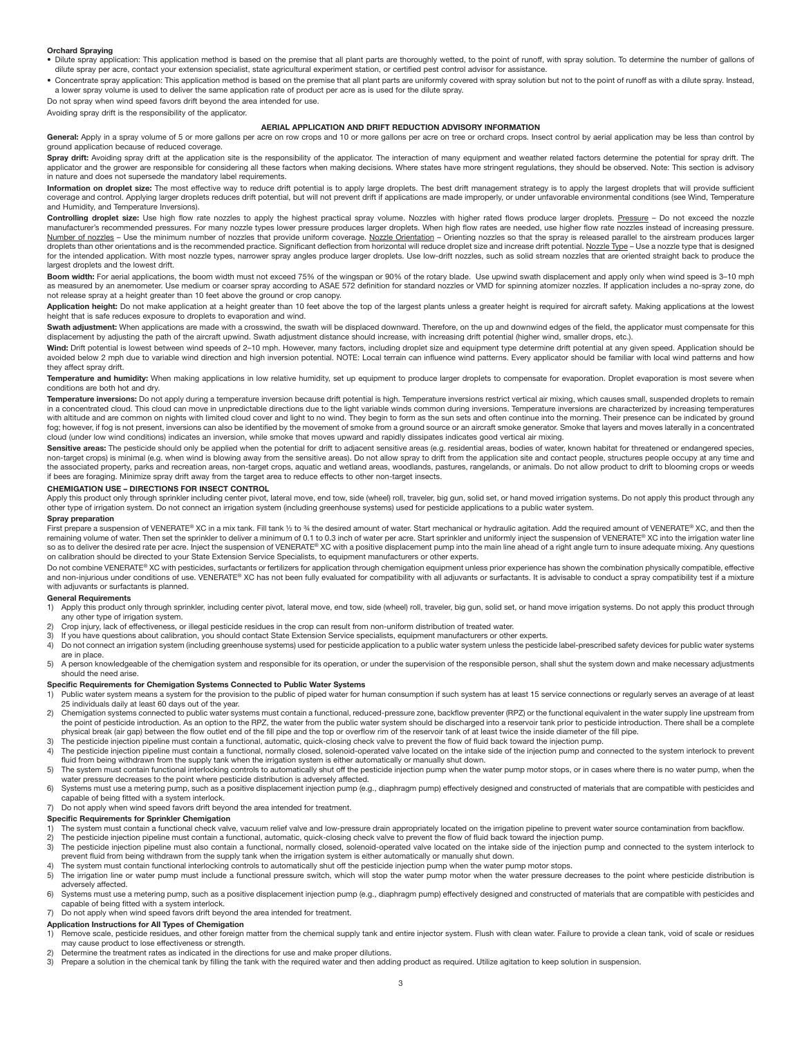**Orchard Spraying**

- Dilute spray application: This application method is based on the premise that all plant parts are thoroughly wetted, to the point of runoff, with spray solution. To determine the number of gallons of dilute spray per acre, contact your extension specialist, state agricultural experiment station, or certified pest control advisor for assistance.
- Concentrate spray application: This application method is based on the premise that all plant parts are uniformly covered with spray solution but not to the point of runoff as with a dilute spray. Instead, a lower spray volume is used to deliver the same application rate of product per acre as is used for the dilute spray.

Do not spray when wind speed favors drift beyond the area intended for use.

Avoiding spray drift is the responsibility of the applicator.

## AERIAL APPLICATION AND DRIFT REDUCTION ADVISORY INFORMATION

**General:** Apply in a spray volume of 5 or more gallons per acre on row crops and 10 or more gallons per acre on tree or orchard crops. Insect control by aerial application may be less than control by ground application because of reduced coverage.

**Spray drift:** Avoiding spray drift at the application site is the responsibility of the applicator. The interaction of many equipment and weather related factors determine the potential for spray drift. The applicator and the grower are responsible for considering all these factors when making decisions. Where states have more stringent regulations, they should be observed. Note: This section is advisory in nature and does not supersede the mandatory label requirements.

**Information on droplet size:** The most effective way to reduce drift potential is to apply large droplets. The best drift management strategy is to apply the largest droplets that will provide sufficient coverage and control. Applying larger droplets reduces drift potential, but will not prevent drift if applications are made improperly, or under unfavorable environmental conditions (see Wind, Temperature and Humidity, and Temperature Inversions).

**Controlling droplet size:** Use high flow rate nozzles to apply the highest practical spray volume. Nozzles with higher rated flows produce larger droplets. Pressure – Do not exceed the nozzle manufacturer's recommended pressures. For many nozzle types lower pressure produces larger droplets. When high flow rates are needed, use higher flow rate nozzles instead of increasing pressure. Number of nozzles – Use the minimum number of nozzles that provide uniform coverage. Nozzle Orientation – Orienting nozzles so that the spray is released parallel to the airstream produces larger droplets than other orientations and is the recommended practice. Significant deflection from horizontal will reduce droplet size and increase drift potential. Nozzle Type – Use a nozzle type that is designed for the intended application. With most nozzle types, narrower spray angles produce larger droplets. Use low-drift nozzles, such as solid stream nozzles that are oriented straight back to produce the largest droplets and the lowest drift.

**Boom width:** For aerial applications, the boom width must not exceed 75% of the wingspan or 90% of the rotary blade. Use upwind swath displacement and apply only when wind speed is 3–10 mph as measured by an anemometer. Use medium or coarser spray according to ASAE 572 definition for standard nozzles or VMD for spinning atomizer nozzles. If application includes a no-spray zone, do not release spray at a height greater than 10 feet above the ground or crop canopy.

**Application height:** Do not make application at a height greater than 10 feet above the top of the largest plants unless a greater height is required for aircraft safety. Making applications at the lowest height that is safe reduces exposure to droplets to evaporation and wind.

**Swath adjustment:** When applications are made with a crosswind, the swath will be displaced downward. Therefore, on the up and downwind edges of the field, the applicator must compensate for this displacement by adjusting the path of the aircraft upwind. Swath adjustment distance should increase, with increasing drift potential (higher wind, smaller drops, etc.).

**Wind:** Drift potential is lowest between wind speeds of 2–10 mph. However, many factors, including droplet size and equipment type determine drift potential at any given speed. Application should be avoided below 2 mph due to variable wind direction and high inversion potential. NOTE: Local terrain can influence wind patterns. Every applicator should be familiar with local wind patterns and how they affect spray drift.

**Temperature and humidity:** When making applications in low relative humidity, set up equipment to produce larger droplets to compensate for evaporation. Droplet evaporation is most severe when conditions are both hot and dry.

**Temperature inversions:** Do not apply during a temperature inversion because drift potential is high. Temperature inversions restrict vertical air mixing, which causes small, suspended droplets to remain in a concentrated cloud. This cloud can move in unpredictable directions due to the light variable winds common during inversions. Temperature inversions are characterized by increasing temperatures with altitude and are common on nights with limited cloud cover and light to no wind. They begin to form as the sun sets and often continue into the morning. Their presence can be indicated by ground fog; however, if fog is not present, inversions can also be identified by the movement of smoke from a ground source or an aircraft smoke generator. Smoke that layers and moves laterally in a concentrated cloud (under low wind conditions) indicates an inversion, while smoke that moves upward and rapidly dissipates indicates good vertical air mixing.

**Sensitive areas:** The pesticide should only be applied when the potential for drift to adjacent sensitive areas (e.g. residential areas, bodies of water, known habitat for threatened or endangered species, non-target crops) is minimal (e.g. when wind is blowing away from the sensitive areas). Do not allow spray to drift from the application site and contact people, structures people occupy at any time and the associated property, parks and recreation areas, non-target crops, aquatic and wetland areas, woodlands, pastures, rangelands, or animals. Do not allow product to drift to blooming crops or weeds if bees are foraging. Minimize spray drift away from the target area to reduce effects to other non-target insects.

## CHEMIGATION USE – DIRECTIONS FOR INSECT CONTROL

Apply this product only through sprinkler including center pivot, lateral move, end tow, side (wheel) roll, traveler, big gun, solid set, or hand moved irrigation systems. Do not apply this product through any other type of irrigation system. Do not connect an irrigation system (including greenhouse systems) used for pesticide applications to a public water system.

### Spray preparation

First prepare a suspension of VENERATE® XC in a mix tank. Fill tank ½ to ¾ the desired amount of water. Start mechanical or hydraulic agitation. Add the required amount of VENERATE® XC, and then the remaining volume of water. Then set the sprinkler to deliver a minimum of 0.1 to 0.3 inch of water per acre. Start sprinkler and uniformly inject the suspension of VENERATE® XC into the irrigation water line so as to deliver the desired rate per acre. Inject the suspension of VENERATE® XC with a positive displacement pump into the main line ahead of a right angle turn to insure adequate mixing. Any questions on calibration should be directed to your State Extension Service Specialists, to equipment manufacturers or other experts.

Do not combine VENERATE® XC with pesticides, surfactants or fertilizers for application through chemigation equipment unless prior experience has shown the combination physically compatible, effective and non-injurious under conditions of use. VENERATE® XC has not been fully evaluated for compatibility with all adjuvants or surfactants. It is advisable to conduct a spray compatibility test if a mixture with adjuvants or surfactants is planned.

### General Requirements

1) Apply this product only through sprinkler, including center pivot, lateral move, end tow, side (wheel) roll, traveler, big gun, solid set, or hand move irrigation systems. Do not apply this product through any other type of irrigation system.
2) Crop injury, lack of effectiveness, or illegal pesticide residues in the crop can result from non-uniform distribution of treated water.
3) If you have questions about calibration, you should contact State Extension Service specialists, equipment manufacturers or other experts.
4) Do not connect an irrigation system (including greenhouse systems) used for pesticide application to a public water system unless the pesticide label-prescribed safety devices for public water systems are in place.
5) A person knowledgeable of the chemigation system and responsible for its operation, or under the supervision of the responsible person, shall shut the system down and make necessary adjustments should the need arise.

### Specific Requirements for Chemigation Systems Connected to Public Water Systems

1) Public water system means a system for the provision to the public of piped water for human consumption if such system has at least 15 service connections or regularly serves an average of at least 25 individuals daily at least 60 days out of the year.
2) Chemigation systems connected to public water systems must contain a functional, reduced-pressure zone, backflow preventer (RPZ) or the functional equivalent in the water supply line upstream from the point of pesticide introduction. As an option to the RPZ, the water from the public water system should be discharged into a reservoir tank prior to pesticide introduction. There shall be a complete physical break (air gap) between the flow outlet end of the fill pipe and the top or overflow rim of the reservoir tank of at least twice the inside diameter of the fill pipe.
3) The pesticide injection pipeline must contain a functional, automatic, quick-closing check valve to prevent the flow of fluid back toward the injection pump.
4) The pesticide injection pipeline must contain a functional, normally closed, solenoid-operated valve located on the intake side of the injection pump and connected to the system interlock to prevent fluid from being withdrawn from the supply tank when the irrigation system is either automatically or manually shut down.
5) The system must contain functional interlocking controls to automatically shut off the pesticide injection pump when the water pump motor stops, or in cases where there is no water pump, when the water pressure decreases to the point where pesticide distribution is adversely affected.
6) Systems must use a metering pump, such as a positive displacement injection pump (e.g., diaphragm pump) effectively designed and constructed of materials that are compatible with pesticides and capable of being fitted with a system interlock.
7) Do not apply when wind speed favors drift beyond the area intended for treatment.

### Specific Requirements for Sprinkler Chemigation

1) The system must contain a functional check valve, vacuum relief valve and low-pressure drain appropriately located on the irrigation pipeline to prevent water source contamination from backflow.
2) The pesticide injection pipeline must contain a functional, automatic, quick-closing check valve to prevent the flow of fluid back toward the injection pump.
3) The pesticide injection pipeline must also contain a functional, normally closed, solenoid-operated valve located on the intake side of the injection pump and connected to the system interlock to prevent fluid from being withdrawn from the supply tank when the irrigation system is either automatically or manually shut down.
4) The system must contain functional interlocking controls to automatically shut off the pesticide injection pump when the water pump motor stops.
5) The irrigation line or water pump must include a functional pressure switch, which will stop the water pump motor when the water pressure decreases to the point where pesticide distribution is adversely affected.
6) Systems must use a metering pump, such as a positive displacement injection pump (e.g., diaphragm pump) effectively designed and constructed of materials that are compatible with pesticides and capable of being fitted with a system interlock.
7) Do not apply when wind speed favors drift beyond the area intended for treatment.

### Application Instructions for All Types of Chemigation

1) Remove scale, pesticide residues, and other foreign matter from the chemical supply tank and entire injector system. Flush with clean water. Failure to provide a clean tank, void of scale or residues may cause product to lose effectiveness or strength.
2) Determine the treatment rates as indicated in the directions for use and make proper dilutions.
3) Prepare a solution in the chemical tank by filling the tank with the required water and then adding product as required. Utilize agitation to keep solution in suspension.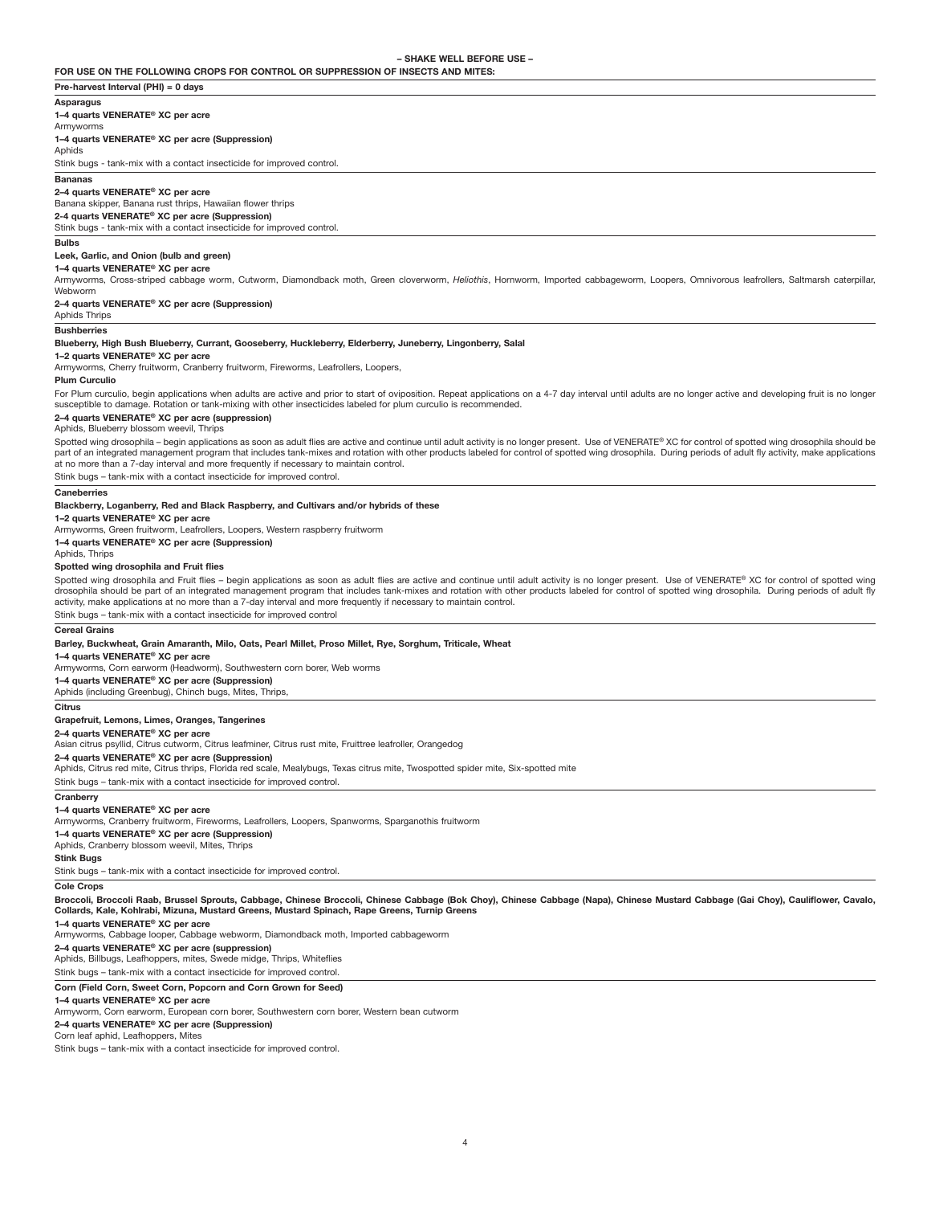**– SHAKE WELL BEFORE USE –**

**FOR USE ON THE FOLLOWING CROPS FOR CONTROL OR SUPPRESSION OF INSECTS AND MITES:**

**Pre-harvest Interval (PHI) = 0 days**

**Asparagus**

**1–4 quarts VENERATE® XC per acre**

Armyworms

**1–4 quarts VENERATE® XC per acre (Suppression)**

Aphids

Stink bugs - tank-mix with a contact insecticide for improved control.

**Bananas**

**2–4 quarts VENERATE® XC per acre**

Banana skipper, Banana rust thrips, Hawaiian flower thrips

**2-4 quarts VENERATE® XC per acre (Suppression)**

Stink bugs - tank-mix with a contact insecticide for improved control.

**Bulbs**

**Leek, Garlic, and Onion (bulb and green)**

**1–4 quarts VENERATE® XC per acre**

Armyworms, Cross-striped cabbage worm, Cutworm, Diamondback moth, Green cloverworm, *Heliothis*, Hornworm, Imported cabbageworm, Loopers, Omnivorous leafrollers, Saltmarsh caterpillar, Webworm

**2–4 quarts VENERATE® XC per acre (Suppression)**

Aphids Thrips

**Bushberries**

**Blueberry, High Bush Blueberry, Currant, Gooseberry, Huckleberry, Elderberry, Juneberry, Lingonberry, Salal**

**1–2 quarts VENERATE® XC per acre**

Armyworms, Cherry fruitworm, Cranberry fruitworm, Fireworms, Leafrollers, Loopers,

**Plum Curculio**

For Plum curculio, begin applications when adults are active and prior to start of oviposition. Repeat applications on a 4-7 day interval until adults are no longer active and developing fruit is no longer susceptible to damage. Rotation or tank-mixing with other insecticides labeled for plum curculio is recommended.

**2–4 quarts VENERATE® XC per acre (suppression)**

Aphids, Blueberry blossom weevil, Thrips

Spotted wing drosophila – begin applications as soon as adult flies are active and continue until adult activity is no longer present. Use of VENERATE® XC for control of spotted wing drosophila should be part of an integrated management program that includes tank-mixes and rotation with other products labeled for control of spotted wing drosophila. During periods of adult fly activity, make applications at no more than a 7-day interval and more frequently if necessary to maintain control.

Stink bugs – tank-mix with a contact insecticide for improved control.

**Caneberries**

**Blackberry, Loganberry, Red and Black Raspberry, and Cultivars and/or hybrids of these**

**1–2 quarts VENERATE® XC per acre**

Armyworms, Green fruitworm, Leafrollers, Loopers, Western raspberry fruitworm

**1–4 quarts VENERATE® XC per acre (Suppression)**

Aphids, Thrips

**Spotted wing drosophila and Fruit flies**

Spotted wing drosophila and Fruit flies – begin applications as soon as adult flies are active and continue until adult activity is no longer present. Use of VENERATE® XC for control of spotted wing drosophila should be part of an integrated management program that includes tank-mixes and rotation with other products labeled for control of spotted wing drosophila. During periods of adult fly activity, make applications at no more than a 7-day interval and more frequently if necessary to maintain control.

Stink bugs – tank-mix with a contact insecticide for improved control

**Cereal Grains**

**Barley, Buckwheat, Grain Amaranth, Milo, Oats, Pearl Millet, Proso Millet, Rye, Sorghum, Triticale, Wheat**

**1–4 quarts VENERATE® XC per acre**

Armyworms, Corn earworm (Headworm), Southwestern corn borer, Web worms

**1–4 quarts VENERATE® XC per acre (Suppression)**

Aphids (including Greenbug), Chinch bugs, Mites, Thrips,

**Citrus**

**Grapefruit, Lemons, Limes, Oranges, Tangerines**

**2–4 quarts VENERATE® XC per acre**

Asian citrus psyllid, Citrus cutworm, Citrus leafminer, Citrus rust mite, Fruittree leafroller, Orangedog

**2–4 quarts VENERATE® XC per acre (Suppression)**

Aphids, Citrus red mite, Citrus thrips, Florida red scale, Mealybugs, Texas citrus mite, Twospotted spider mite, Six-spotted mite

Stink bugs – tank-mix with a contact insecticide for improved control.

**Cranberry**

**1–4 quarts VENERATE® XC per acre**

Armyworms, Cranberry fruitworm, Fireworms, Leafrollers, Loopers, Spanworms, Sparganothis fruitworm

**1–4 quarts VENERATE® XC per acre (Suppression)**

Aphids, Cranberry blossom weevil, Mites, Thrips

**Stink Bugs**

Stink bugs – tank-mix with a contact insecticide for improved control.

**Cole Crops**

**Broccoli, Broccoli Raab, Brussel Sprouts, Cabbage, Chinese Broccoli, Chinese Cabbage (Bok Choy), Chinese Cabbage (Napa), Chinese Mustard Cabbage (Gai Choy), Cauliflower, Cavalo, Collards, Kale, Kohlrabi, Mizuna, Mustard Greens, Mustard Spinach, Rape Greens, Turnip Greens**

**1–4 quarts VENERATE® XC per acre**

Armyworms, Cabbage looper, Cabbage webworm, Diamondback moth, Imported cabbageworm

**2–4 quarts VENERATE® XC per acre (suppression)**

Aphids, Billbugs, Leafhoppers, mites, Swede midge, Thrips, Whiteflies

Stink bugs – tank-mix with a contact insecticide for improved control.

**Corn (Field Corn, Sweet Corn, Popcorn and Corn Grown for Seed)**

**1–4 quarts VENERATE® XC per acre**

Armyworm, Corn earworm, European corn borer, Southwestern corn borer, Western bean cutworm

**2–4 quarts VENERATE® XC per acre (Suppression)**

Corn leaf aphid, Leafhoppers, Mites

Stink bugs – tank-mix with a contact insecticide for improved control.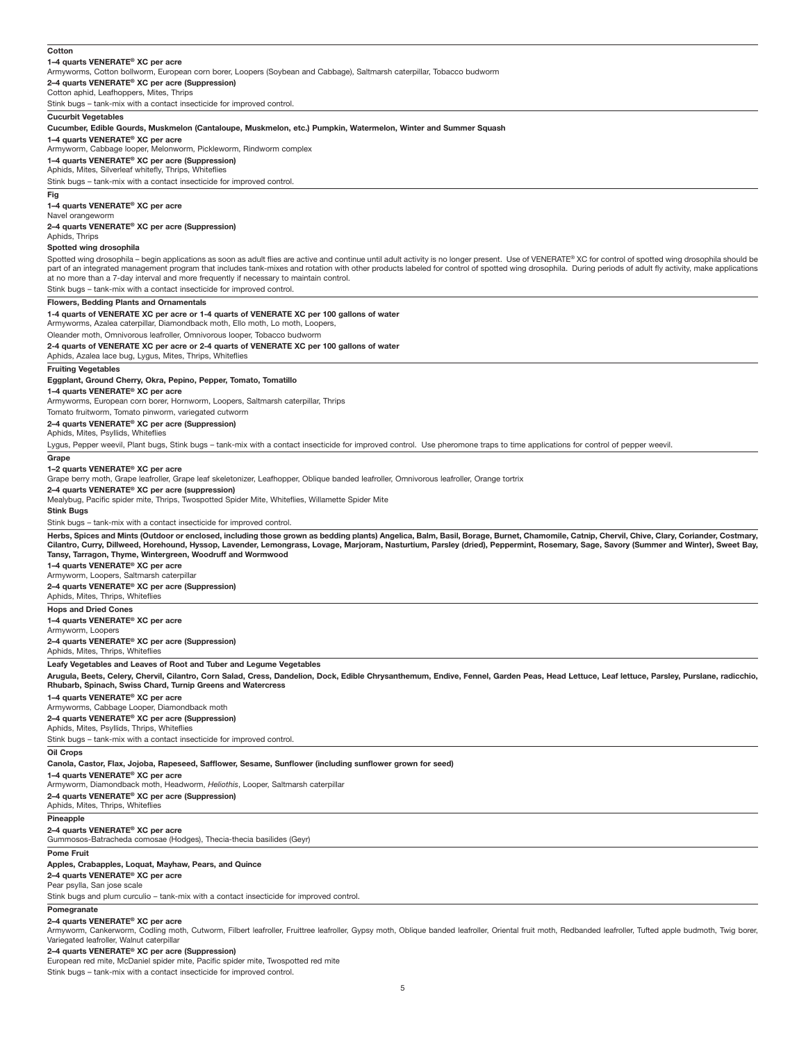**Cotton**

**1–4 quarts VENERATE® XC per acre**
Armyworms, Cotton bollworm, European corn borer, Loopers (Soybean and Cabbage), Saltmarsh caterpillar, Tobacco budworm

**2–4 quarts VENERATE® XC per acre (Suppression)**
Cotton aphid, Leafhoppers, Mites, Thrips

Stink bugs – tank-mix with a contact insecticide for improved control.

---

**Cucurbit Vegetables**

**Cucumber, Edible Gourds, Muskmelon (Cantaloupe, Muskmelon, etc.) Pumpkin, Watermelon, Winter and Summer Squash**

**1–4 quarts VENERATE® XC per acre**
Armyworm, Cabbage looper, Melonworm, Pickleworm, Rindworm complex

**1–4 quarts VENERATE® XC per acre (Suppression)**
Aphids, Mites, Silverleaf whitefly, Thrips, Whiteflies

Stink bugs – tank-mix with a contact insecticide for improved control.

---

**Fig**

**1–4 quarts VENERATE® XC per acre**
Navel orangeworm

**2–4 quarts VENERATE® XC per acre (Suppression)**
Aphids, Thrips

**Spotted wing drosophila**

Spotted wing drosophila – begin applications as soon as adult flies are active and continue until adult activity is no longer present. Use of VENERATE® XC for control of spotted wing drosophila should be part of an integrated management program that includes tank-mixes and rotation with other products labeled for control of spotted wing drosophila. During periods of adult fly activity, make applications at no more than a 7-day interval and more frequently if necessary to maintain control.

Stink bugs – tank-mix with a contact insecticide for improved control.

---

**Flowers, Bedding Plants and Ornamentals**

**1-4 quarts of VENERATE XC per acre or 1-4 quarts of VENERATE XC per 100 gallons of water**
Armyworms, Azalea caterpillar, Diamondback moth, Ello moth, Lo moth, Loopers,
Oleander moth, Omnivorous leafroller, Omnivorous looper, Tobacco budworm

**2-4 quarts of VENERATE XC per acre or 2-4 quarts of VENERATE XC per 100 gallons of water**
Aphids, Azalea lace bug, Lygus, Mites, Thrips, Whiteflies

---

**Fruiting Vegetables**

**Eggplant, Ground Cherry, Okra, Pepino, Pepper, Tomato, Tomatillo**

**1–4 quarts VENERATE® XC per acre**
Armyworms, European corn borer, Hornworm, Loopers, Saltmarsh caterpillar, Thrips
Tomato fruitworm, Tomato pinworm, variegated cutworm

**2–4 quarts VENERATE® XC per acre (Suppression)**
Aphids, Mites, Psyllids, Whiteflies

Lygus, Pepper weevil, Plant bugs, Stink bugs – tank-mix with a contact insecticide for improved control. Use pheromone traps to time applications for control of pepper weevil.

---

**Grape**

**1–2 quarts VENERATE® XC per acre**
Grape berry moth, Grape leafroller, Grape leaf skeletonizer, Leafhopper, Oblique banded leafroller, Omnivorous leafroller, Orange tortrix

**2–4 quarts VENERATE® XC per acre (suppression)**
Mealybug, Pacific spider mite, Thrips, Twospotted Spider Mite, Whiteflies, Willamette Spider Mite

**Stink Bugs**

Stink bugs – tank-mix with a contact insecticide for improved control.

---

**Herbs, Spices and Mints (Outdoor or enclosed, including those grown as bedding plants) Angelica, Balm, Basil, Borage, Burnet, Chamomile, Catnip, Chervil, Chive, Clary, Coriander, Costmary, Cilantro, Curry, Dillweed, Horehound, Hyssop, Lavender, Lemongrass, Lovage, Marjoram, Nasturtium, Parsley (dried), Peppermint, Rosemary, Sage, Savory (Summer and Winter), Sweet Bay, Tansy, Tarragon, Thyme, Wintergreen, Woodruff and Wormwood**

**1–4 quarts VENERATE® XC per acre**
Armyworm, Loopers, Saltmarsh caterpillar

**2–4 quarts VENERATE® XC per acre (Suppression)**
Aphids, Mites, Thrips, Whiteflies

---

**Hops and Dried Cones**

**1–4 quarts VENERATE® XC per acre**
Armyworm, Loopers

**2–4 quarts VENERATE® XC per acre (Suppression)**
Aphids, Mites, Thrips, Whiteflies

---

**Leafy Vegetables and Leaves of Root and Tuber and Legume Vegetables**

**Arugula, Beets, Celery, Chervil, Cilantro, Corn Salad, Cress, Dandelion, Dock, Edible Chrysanthemum, Endive, Fennel, Garden Peas, Head Lettuce, Leaf lettuce, Parsley, Purslane, radicchio, Rhubarb, Spinach, Swiss Chard, Turnip Greens and Watercress**

**1–4 quarts VENERATE® XC per acre**
Armyworms, Cabbage Looper, Diamondback moth

**2–4 quarts VENERATE® XC per acre (Suppression)**
Aphids, Mites, Psyllids, Thrips, Whiteflies

Stink bugs – tank-mix with a contact insecticide for improved control.

---

**Oil Crops**

**Canola, Castor, Flax, Jojoba, Rapeseed, Safflower, Sesame, Sunflower (including sunflower grown for seed)**

**1–4 quarts VENERATE® XC per acre**
Armyworm, Diamondback moth, Headworm, *Heliothis*, Looper, Saltmarsh caterpillar

**2–4 quarts VENERATE® XC per acre (Suppression)**
Aphids, Mites, Thrips, Whiteflies

---

**Pineapple**

**2–4 quarts VENERATE® XC per acre**
Gummosos-Batracheda comosae (Hodges), Thecia-thecia basilides (Geyr)

---

**Pome Fruit**

**Apples, Crabapples, Loquat, Mayhaw, Pears, and Quince**

**2–4 quarts VENERATE® XC per acre**
Pear psylla, San jose scale

Stink bugs and plum curculio – tank-mix with a contact insecticide for improved control.

---

**Pomegranate**

**2–4 quarts VENERATE® XC per acre**
Armyworm, Cankerworm, Codling moth, Cutworm, Filbert leafroller, Fruittree leafroller, Gypsy moth, Oblique banded leafroller, Oriental fruit moth, Redbanded leafroller, Tufted apple budmoth, Twig borer, Variegated leafroller, Walnut caterpillar

**2–4 quarts VENERATE® XC per acre (Suppression)**
European red mite, McDaniel spider mite, Pacific spider mite, Twospotted red mite

Stink bugs – tank-mix with a contact insecticide for improved control.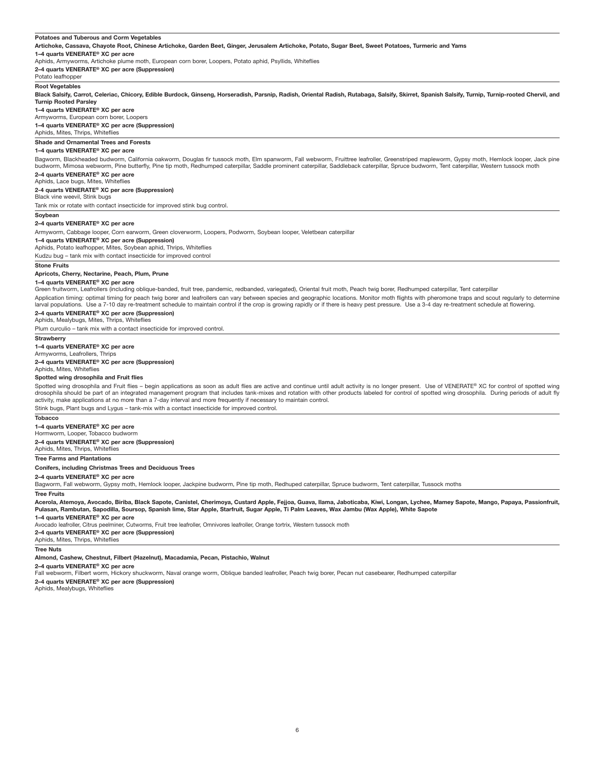**Potatoes and Tuberous and Corm Vegetables**

**Artichoke, Cassava, Chayote Root, Chinese Artichoke, Garden Beet, Ginger, Jerusalem Artichoke, Potato, Sugar Beet, Sweet Potatoes, Turmeric and Yams**

**1–4 quarts VENERATE® XC per acre**

Aphids, Armyworms, Artichoke plume moth, European corn borer, Loopers, Potato aphid, Psyllids, Whiteflies

**2–4 quarts VENERATE® XC per acre (Suppression)**

Potato leafhopper

---

**Root Vegetables**

**Black Salsify, Carrot, Celeriac, Chicory, Edible Burdock, Ginseng, Horseradish, Parsnip, Radish, Oriental Radish, Rutabaga, Salsify, Skirret, Spanish Salsify, Turnip, Turnip-rooted Chervil, and Turnip Rooted Parsley**

**1–4 quarts VENERATE® XC per acre**

Armyworms, European corn borer, Loopers

**1–4 quarts VENERATE® XC per acre (Suppression)**

Aphids, Mites, Thrips, Whiteflies

---

**Shade and Ornamental Trees and Forests**

**1–4 quarts VENERATE® XC per acre**

Bagworm, Blackheaded budworm, California oakworm, Douglas fir tussock moth, Elm spanworm, Fall webworm, Fruittree leafroller, Greenstriped mapleworm, Gypsy moth, Hemlock looper, Jack pine budworm, Mimosa webworm, Pine butterfly, Pine tip moth, Redhumped caterpillar, Saddle prominent caterpillar, Saddleback caterpillar, Spruce budworm, Tent caterpillar, Western tussock moth

**2–4 quarts VENERATE® XC per acre**

Aphids, Lace bugs, Mites, Whiteflies

**2-4 quarts VENERATE® XC per acre (Suppression)**

Black vine weevil, Stink bugs

Tank mix or rotate with contact insecticide for improved stink bug control.

---

**Soybean**

**2–4 quarts VENERATE® XC per acre**

Armyworm, Cabbage looper, Corn earworm, Green cloverworm, Loopers, Podworm, Soybean looper, Veletbean caterpillar

**1–4 quarts VENERATE® XC per acre (Suppression)**

Aphids, Potato leafhopper, Mites, Soybean aphid, Thrips, Whiteflies

Kudzu bug – tank mix with contact insecticide for improved control

---

**Stone Fruits**

**Apricots, Cherry, Nectarine, Peach, Plum, Prune**

**1–4 quarts VENERATE® XC per acre**

Green fruitworm, Leafrollers (including oblique-banded, fruit tree, pandemic, redbanded, variegated), Oriental fruit moth, Peach twig borer, Redhumped caterpillar, Tent caterpillar

Application timing: optimal timing for peach twig borer and leafrollers can vary between species and geographic locations. Monitor moth flights with pheromone traps and scout regularly to determine larval populations. Use a 7-10 day re-treatment schedule to maintain control if the crop is growing rapidly or if there is heavy pest pressure. Use a 3-4 day re-treatment schedule at flowering.

**2–4 quarts VENERATE® XC per acre (Suppression)**

Aphids, Mealybugs, Mites, Thrips, Whiteflies

Plum curculio – tank mix with a contact insecticide for improved control.

---

**Strawberry**

**1–4 quarts VENERATE® XC per acre**

Armyworms, Leafrollers, Thrips

**2–4 quarts VENERATE® XC per acre (Suppression)**

Aphids, Mites, Whiteflies

**Spotted wing drosophila and Fruit flies**

Spotted wing drosophila and Fruit flies – begin applications as soon as adult flies are active and continue until adult activity is no longer present. Use of VENERATE® XC for control of spotted wing drosophila should be part of an integrated management program that includes tank-mixes and rotation with other products labeled for control of spotted wing drosophila. During periods of adult fly activity, make applications at no more than a 7-day interval and more frequently if necessary to maintain control.

Stink bugs, Plant bugs and Lygus – tank-mix with a contact insecticide for improved control.

---

**Tobacco**

**1–4 quarts VENERATE® XC per acre**

Hornworm, Looper, Tobacco budworm

**2–4 quarts VENERATE® XC per acre (Suppression)**

Aphids, Mites, Thrips, Whiteflies

---

**Tree Farms and Plantations**

**Conifers, including Christmas Trees and Deciduous Trees**

**2–4 quarts VENERATE® XC per acre**

Bagworm, Fall webworm, Gypsy moth, Hemlock looper, Jackpine budworm, Pine tip moth, Redhuped caterpillar, Spruce budworm, Tent caterpillar, Tussock moths

---

**Tree Fruits**

**Acerola, Atemoya, Avocado, Biriba, Black Sapote, Canistel, Cherimoya, Custard Apple, Fejjoa, Guava, Ilama, Jaboticaba, Kiwi, Longan, Lychee, Mamey Sapote, Mango, Papaya, Passionfruit, Pulasan, Rambutan, Sapodilla, Soursop, Spanish lime, Star Apple, Starfruit, Sugar Apple, Ti Palm Leaves, Wax Jambu (Wax Apple), White Sapote**

**1–4 quarts VENERATE® XC per acre**

Avocado leafroller, Citrus peelminer, Cutworms, Fruit tree leafroller, Omnivores leafroller, Orange tortrix, Western tussock moth

**2–4 quarts VENERATE® XC per acre (Suppression)**

Aphids, Mites, Thrips, Whiteflies

---

**Tree Nuts**

**Almond, Cashew, Chestnut, Filbert (Hazelnut), Macadamia, Pecan, Pistachio, Walnut**

**2–4 quarts VENERATE® XC per acre**

Fall webworm, Filbert worm, Hickory shuckworm, Naval orange worm, Oblique banded leafroller, Peach twig borer, Pecan nut casebearer, Redhumped caterpillar

**2–4 quarts VENERATE® XC per acre (Suppression)**

Aphids, Mealybugs, Whiteflies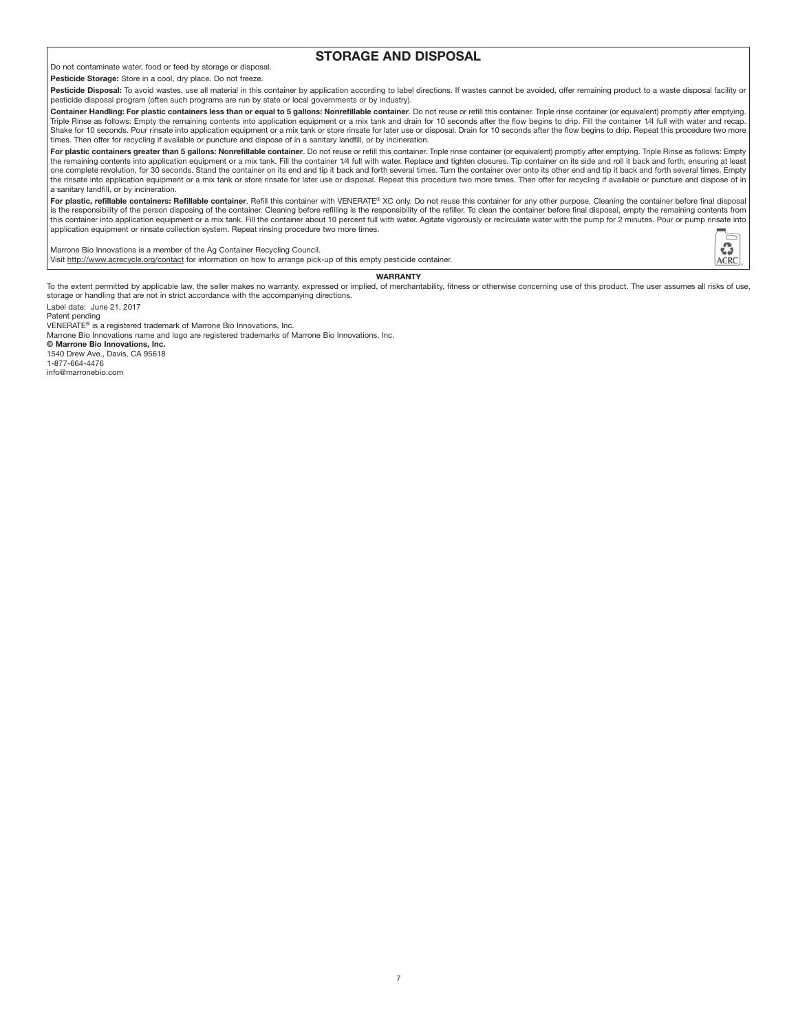## STORAGE AND DISPOSAL

Do not contaminate water, food or feed by storage or disposal.

**Pesticide Storage:** Store in a cool, dry place. Do not freeze.

**Pesticide Disposal:** To avoid wastes, use all material in this container by application according to label directions. If wastes cannot be avoided, offer remaining product to a waste disposal facility or pesticide disposal program (often such programs are run by state or local governments or by industry).

**Container Handling: For plastic containers less than or equal to 5 gallons: Nonrefillable container**. Do not reuse or refill this container. Triple rinse container (or equivalent) promptly after emptying. Triple Rinse as follows: Empty the remaining contents into application equipment or a mix tank and drain for 10 seconds after the flow begins to drip. Fill the container 1⁄4 full with water and recap. Shake for 10 seconds. Pour rinsate into application equipment or a mix tank or store rinsate for later use or disposal. Drain for 10 seconds after the flow begins to drip. Repeat this procedure two more times. Then offer for recycling if available or puncture and dispose of in a sanitary landfill, or by incineration.

**For plastic containers greater than 5 gallons: Nonrefillable container**. Do not reuse or refill this container. Triple rinse container (or equivalent) promptly after emptying. Triple Rinse as follows: Empty the remaining contents into application equipment or a mix tank. Fill the container 1⁄4 full with water. Replace and tighten closures. Tip container on its side and roll it back and forth, ensuring at least one complete revolution, for 30 seconds. Stand the container on its end and tip it back and forth several times. Turn the container over onto its other end and tip it back and forth several times. Empty the rinsate into application equipment or a mix tank or store rinsate for later use or disposal. Repeat this procedure two more times. Then offer for recycling if available or puncture and dispose of in a sanitary landfill, or by incineration.

**For plastic, refillable containers: Refillable container**. Refill this container with VENERATE® XC only. Do not reuse this container for any other purpose. Cleaning the container before final disposal is the responsibility of the person disposing of the container. Cleaning before refilling is the responsibility of the refiller. To clean the container before final disposal, empty the remaining contents from this container into application equipment or a mix tank. Fill the container about 10 percent full with water. Agitate vigorously or recirculate water with the pump for 2 minutes. Pour or pump rinsate into application equipment or rinsate collection system. Repeat rinsing procedure two more times.

Marrone Bio Innovations is a member of the Ag Container Recycling Council.
Visit http://www.acrecycle.org/contact for information on how to arrange pick-up of this empty pesticide container.

ACRC

**WARRANTY**

To the extent permitted by applicable law, the seller makes no warranty, expressed or implied, of merchantability, fitness or otherwise concerning use of this product. The user assumes all risks of use, storage or handling that are not in strict accordance with the accompanying directions.

Label date: June 21, 2017
Patent pending
VENERATE® is a registered trademark of Marrone Bio Innovations, Inc.
Marrone Bio Innovations name and logo are registered trademarks of Marrone Bio Innovations, Inc.
**© Marrone Bio Innovations, Inc.**
1540 Drew Ave., Davis, CA 95618
1-877-664-4476
info@marronebio.com